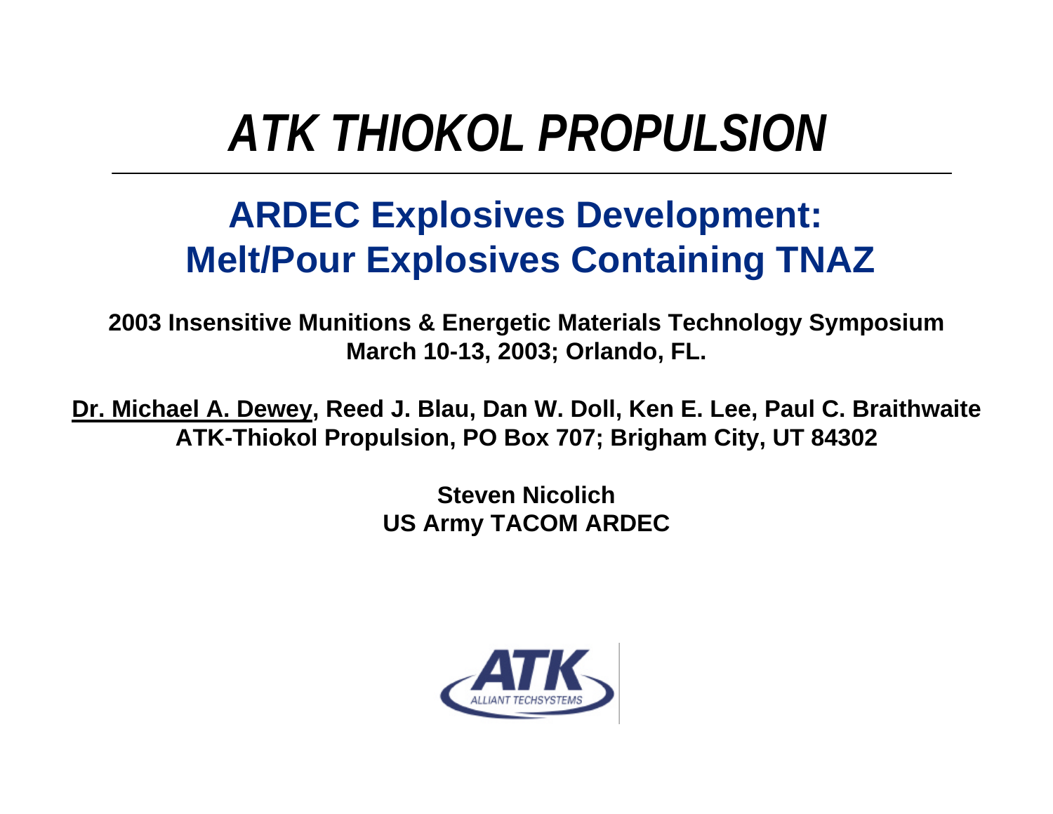# *ATK THIOKOL PROPULSION*

## ARDEC Explosives Development: Melt/Pour Explosives Containing TNAZ

**2003 Insensitive Munitions & Energetic Materials Technology Symposium**
**March 10-13, 2003; Orlando, FL.**

**Dr. Michael A. Dewey, Reed J. Blau, Dan W. Doll, Ken E. Lee, Paul C. Braithwaite**
**ATK-Thiokol Propulsion, PO Box 707; Brigham City, UT 84302**

**Steven Nicolich**
**US Army TACOM ARDEC**

ATK
ALLIANT TECHSYSTEMS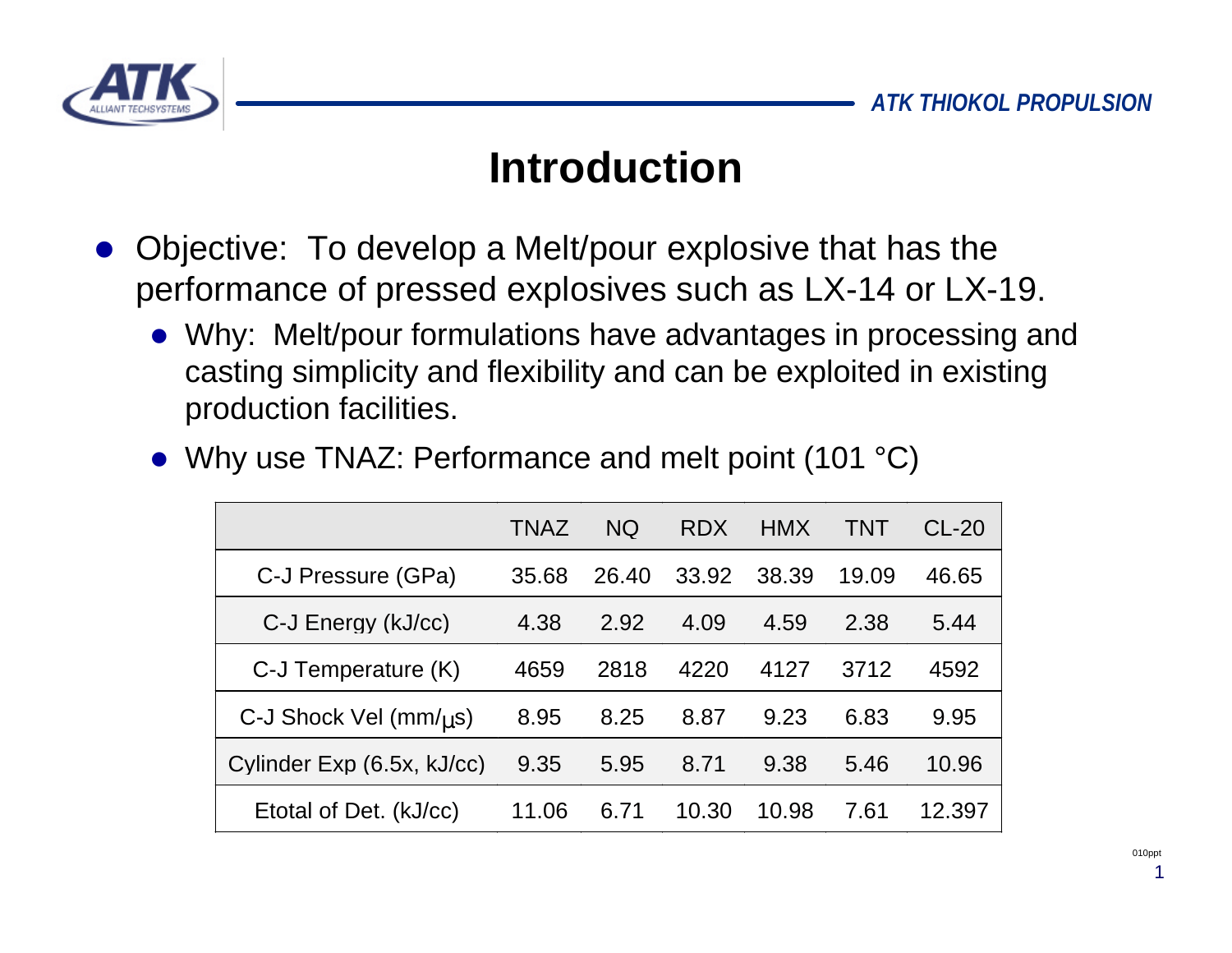# Introduction

- Objective: To develop a Melt/pour explosive that has the performance of pressed explosives such as LX-14 or LX-19.
  - Why: Melt/pour formulations have advantages in processing and casting simplicity and flexibility and can be exploited in existing production facilities.
  - Why use TNAZ: Performance and melt point (101 °C)

| | TNAZ | NQ | RDX | HMX | TNT | CL-20 |
|---|---|---|---|---|---|---|
| C-J Pressure (GPa) | 35.68 | 26.40 | 33.92 | 38.39 | 19.09 | 46.65 |
| C-J Energy (kJ/cc) | 4.38 | 2.92 | 4.09 | 4.59 | 2.38 | 5.44 |
| C-J Temperature (K) | 4659 | 2818 | 4220 | 4127 | 3712 | 4592 |
| C-J Shock Vel (mm/μs) | 8.95 | 8.25 | 8.87 | 9.23 | 6.83 | 9.95 |
| Cylinder Exp (6.5x, kJ/cc) | 9.35 | 5.95 | 8.71 | 9.38 | 5.46 | 10.96 |
| Etotal of Det. (kJ/cc) | 11.06 | 6.71 | 10.30 | 10.98 | 7.61 | 12.397 |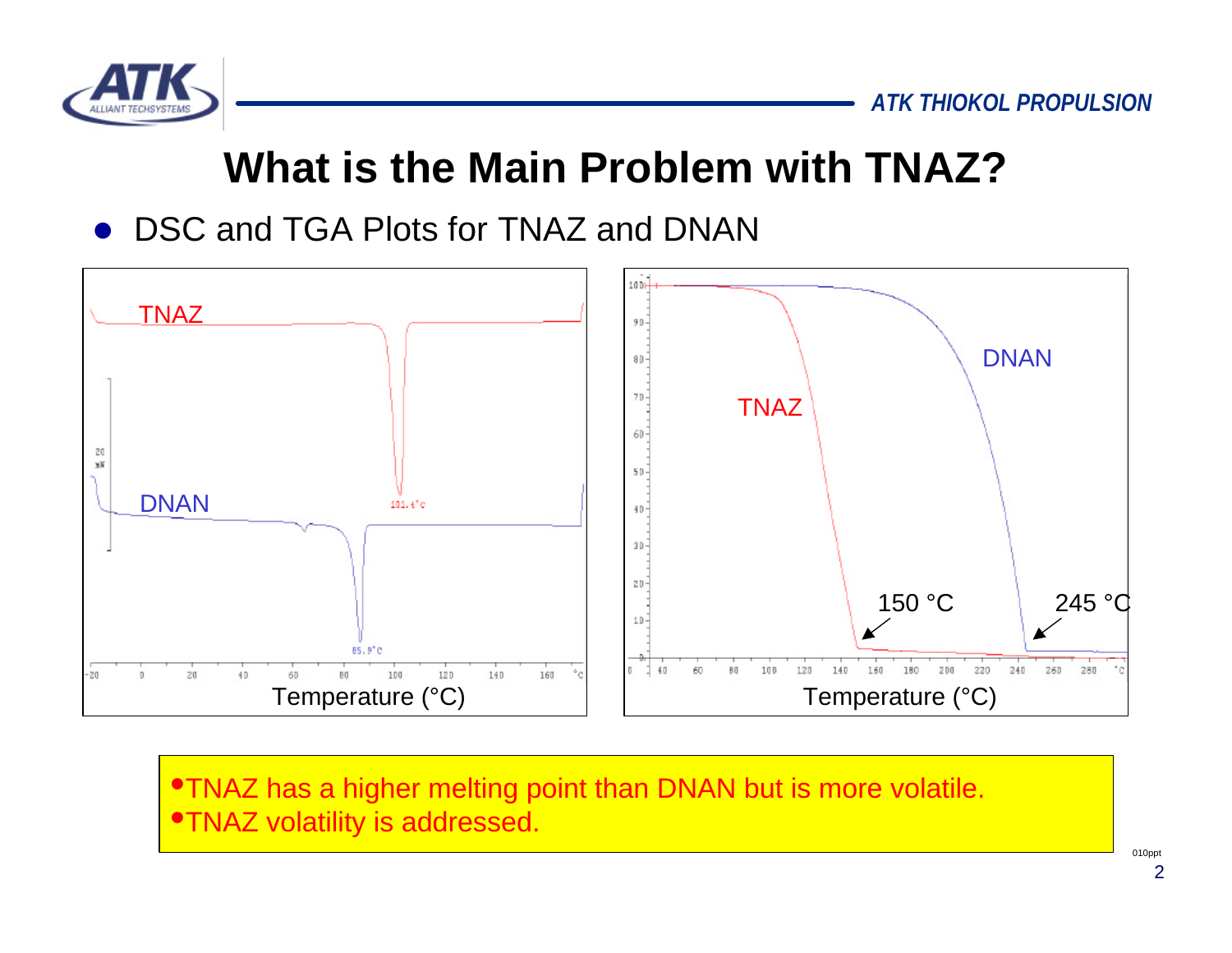# What is the Main Problem with TNAZ?

- DSC and TGA Plots for TNAZ and DNAN

TNAZ — 101.4°C
DNAN — 85.9°C
Temperature (°C)

TNAZ — 150 °C
DNAN — 245 °C
Temperature (°C)

- TNAZ has a higher melting point than DNAN but is more volatile.
- TNAZ volatility is addressed.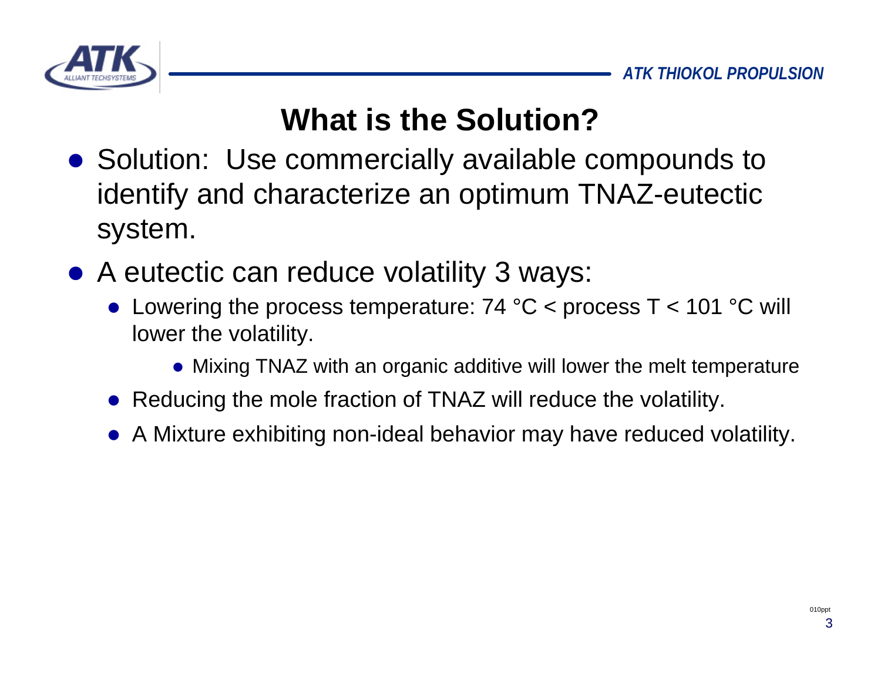# What is the Solution?

- Solution: Use commercially available compounds to identify and characterize an optimum TNAZ-eutectic system.
- A eutectic can reduce volatility 3 ways:
  - Lowering the process temperature: 74 °C < process T < 101 °C will lower the volatility.
    - Mixing TNAZ with an organic additive will lower the melt temperature
  - Reducing the mole fraction of TNAZ will reduce the volatility.
  - A Mixture exhibiting non-ideal behavior may have reduced volatility.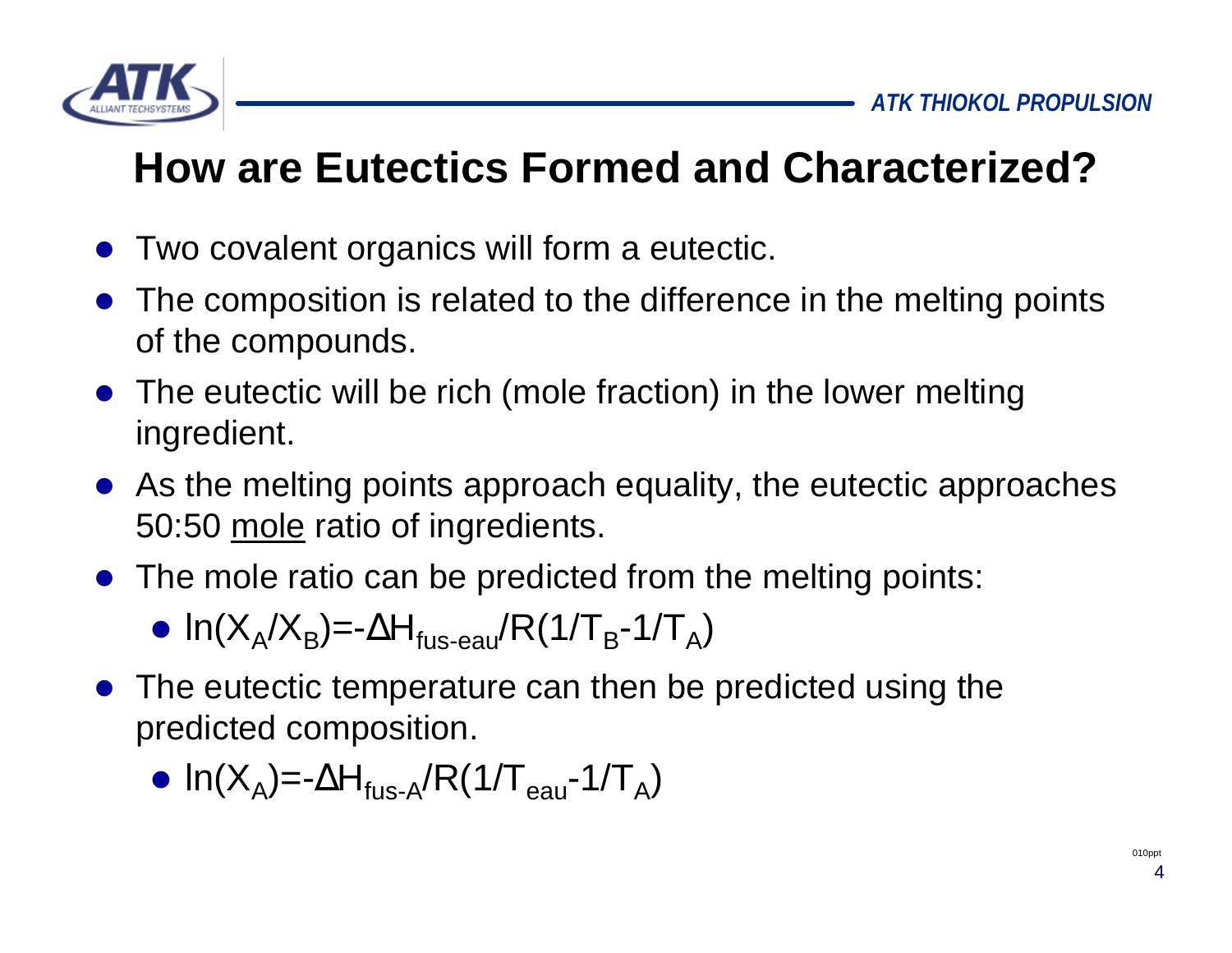# How are Eutectics Formed and Characterized?

- Two covalent organics will form a eutectic.
- The composition is related to the difference in the melting points of the compounds.
- The eutectic will be rich (mole fraction) in the lower melting ingredient.
- As the melting points approach equality, the eutectic approaches 50:50 mole ratio of ingredients.
- The mole ratio can be predicted from the melting points:
  - $\ln(X_A/X_B) = -\Delta H_{fus\text{-}eau}/R(1/T_B - 1/T_A)$
- The eutectic temperature can then be predicted using the predicted composition.
  - $\ln(X_A) = -\Delta H_{fus\text{-}A}/R(1/T_{eau} - 1/T_A)$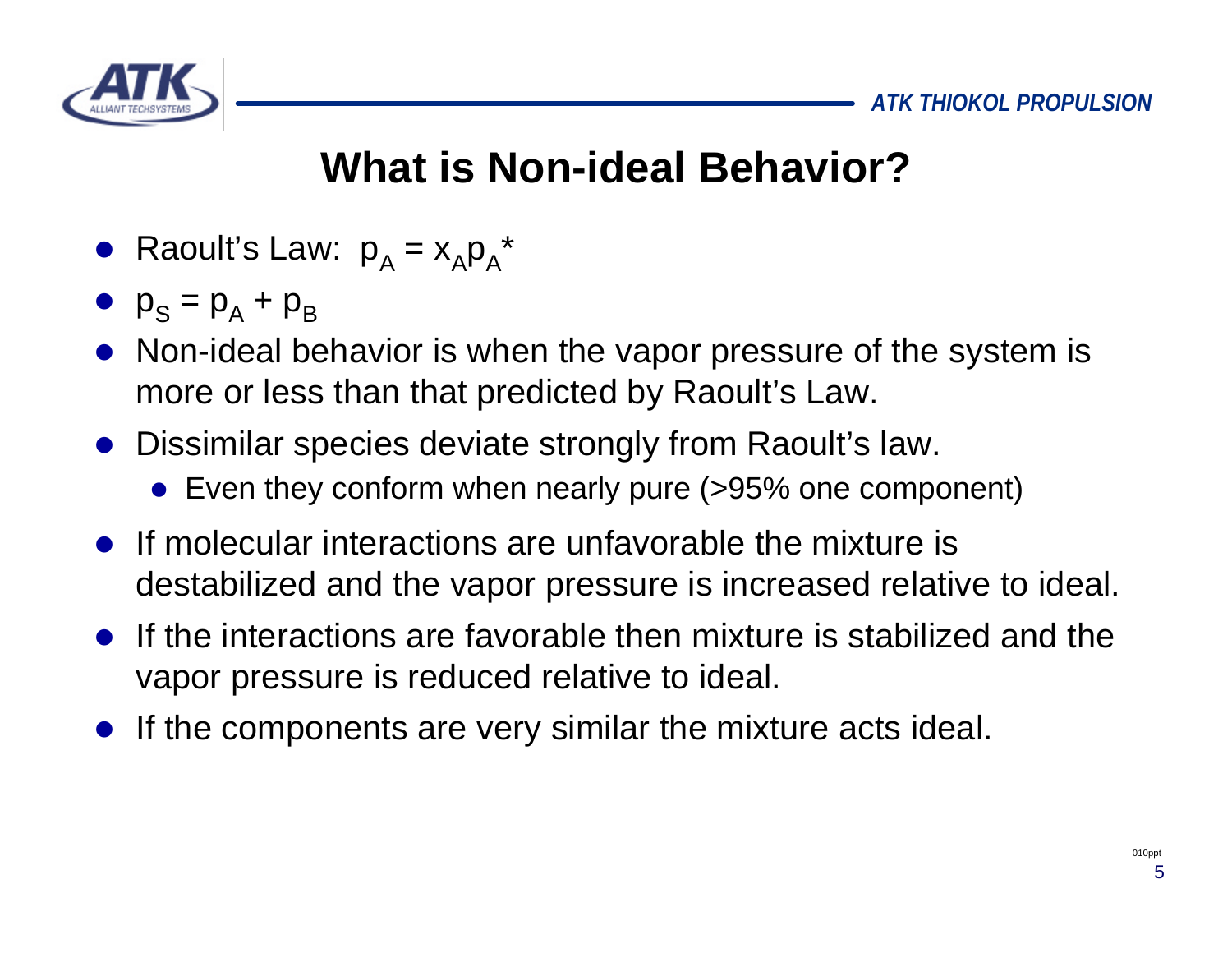# What is Non-ideal Behavior?

- Raoult's Law: $p_A = x_A p_A^*$
- $p_S = p_A + p_B$
- Non-ideal behavior is when the vapor pressure of the system is more or less than that predicted by Raoult's Law.
- Dissimilar species deviate strongly from Raoult's law.
  - Even they conform when nearly pure (>95% one component)
- If molecular interactions are unfavorable the mixture is destabilized and the vapor pressure is increased relative to ideal.
- If the interactions are favorable then mixture is stabilized and the vapor pressure is reduced relative to ideal.
- If the components are very similar the mixture acts ideal.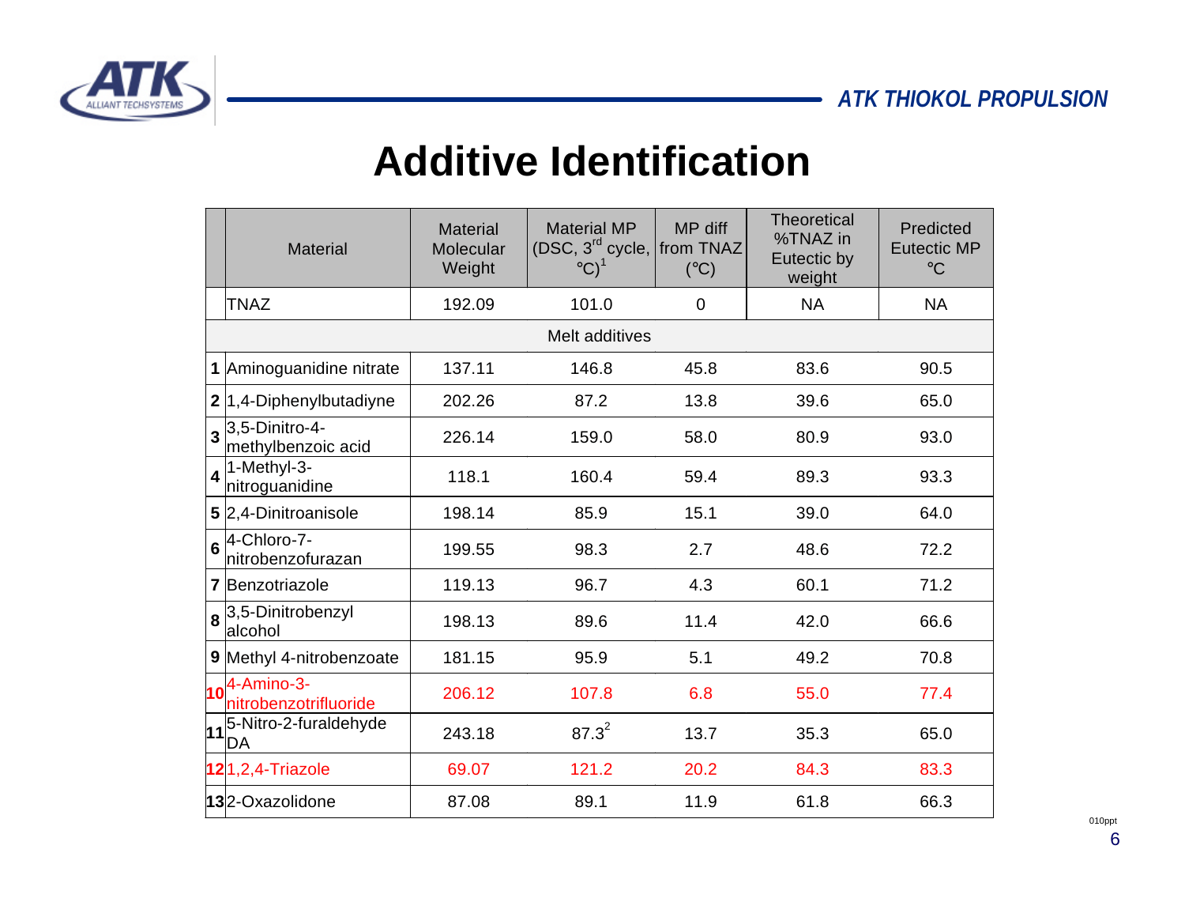# Additive Identification

| | Material | Material Molecular Weight | Material MP (DSC, 3rd cycle, °C)[1] | MP diff from TNAZ (°C) | Theoretical %TNAZ in Eutectic by weight | Predicted Eutectic MP °C |
|---|---|---|---|---|---|---|
| | TNAZ | 192.09 | 101.0 | 0 | NA | NA |
| | Melt additives | | | | | |
| **1** | Aminoguanidine nitrate | 137.11 | 146.8 | 45.8 | 83.6 | 90.5 |
| **2** | 1,4-Diphenylbutadiyne | 202.26 | 87.2 | 13.8 | 39.6 | 65.0 |
| **3** | 3,5-Dinitro-4-methylbenzoic acid | 226.14 | 159.0 | 58.0 | 80.9 | 93.0 |
| **4** | 1-Methyl-3-nitroguanidine | 118.1 | 160.4 | 59.4 | 89.3 | 93.3 |
| **5** | 2,4-Dinitroanisole | 198.14 | 85.9 | 15.1 | 39.0 | 64.0 |
| **6** | 4-Chloro-7-nitrobenzofurazan | 199.55 | 98.3 | 2.7 | 48.6 | 72.2 |
| **7** | Benzotriazole | 119.13 | 96.7 | 4.3 | 60.1 | 71.2 |
| **8** | 3,5-Dinitrobenzyl alcohol | 198.13 | 89.6 | 11.4 | 42.0 | 66.6 |
| **9** | Methyl 4-nitrobenzoate | 181.15 | 95.9 | 5.1 | 49.2 | 70.8 |
| **10** | 4-Amino-3-nitrobenzotrifluoride | 206.12 | 107.8 | 6.8 | 55.0 | 77.4 |
| **11** | 5-Nitro-2-furaldehyde DA | 243.18 | 87.3[2] | 13.7 | 35.3 | 65.0 |
| **12** | 1,2,4-Triazole | 69.07 | 121.2 | 20.2 | 84.3 | 83.3 |
| **13** | 2-Oxazolidone | 87.08 | 89.1 | 11.9 | 61.8 | 66.3 |

010ppt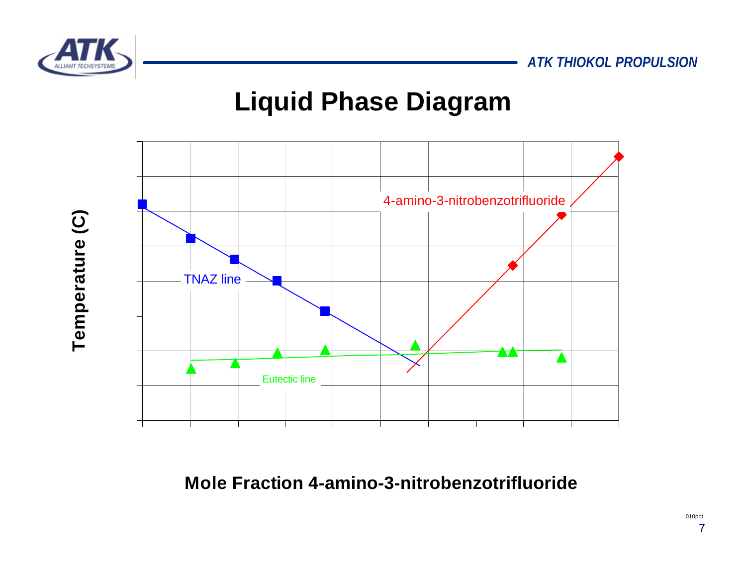# Liquid Phase Diagram

Temperature (C)

4-amino-3-nitrobenzotrifluoride

TNAZ line

Eutectic line

Mole Fraction 4-amino-3-nitrobenzotrifluoride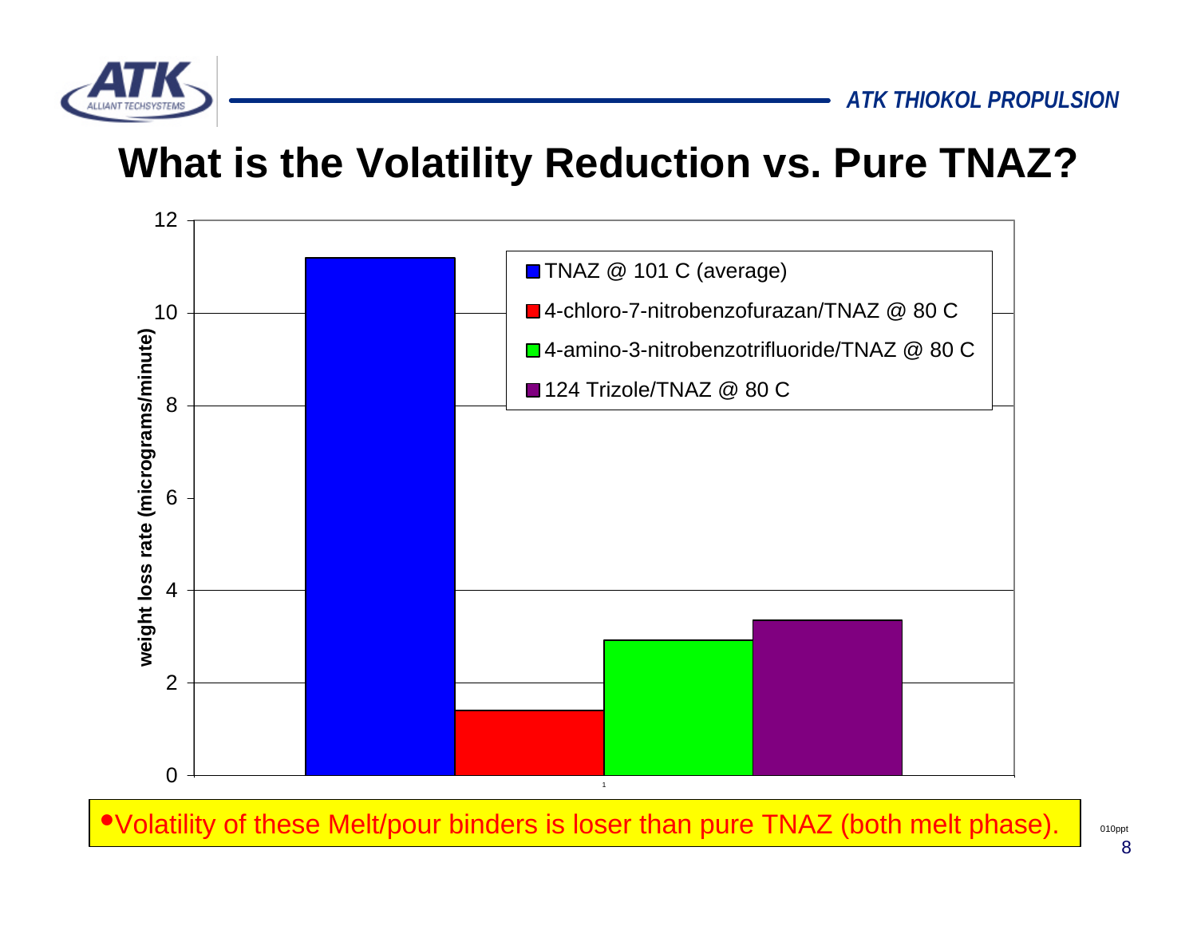# What is the Volatility Reduction vs. Pure TNAZ?

| Sample | weight loss rate (micrograms/minute) |
|---|---|
| TNAZ @ 101 C (average) | ~11.2 |
| 4-chloro-7-nitrobenzofurazan/TNAZ @ 80 C | ~1.4 |
| 4-amino-3-nitrobenzotrifluoride/TNAZ @ 80 C | ~2.9 |
| 124 Trizole/TNAZ @ 80 C | ~3.4 |

- Volatility of these Melt/pour binders is loser than pure TNAZ (both melt phase).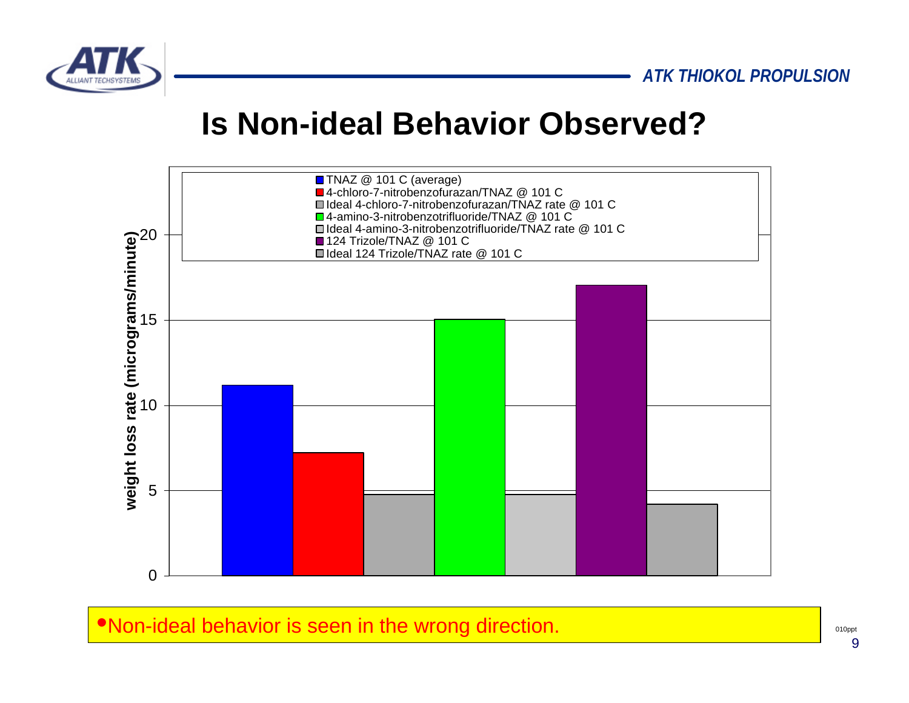# Is Non-ideal Behavior Observed?

weight loss rate (micrograms/minute)

- TNAZ @ 101 C (average)
- 4-chloro-7-nitrobenzofurazan/TNAZ @ 101 C
- Ideal 4-chloro-7-nitrobenzofurazan/TNAZ rate @ 101 C
- 4-amino-3-nitrobenzotrifluoride/TNAZ @ 101 C
- Ideal 4-amino-3-nitrobenzotrifluoride/TNAZ rate @ 101 C
- 124 Trizole/TNAZ @ 101 C
- Ideal 124 Trizole/TNAZ rate @ 101 C

- Non-ideal behavior is seen in the wrong direction.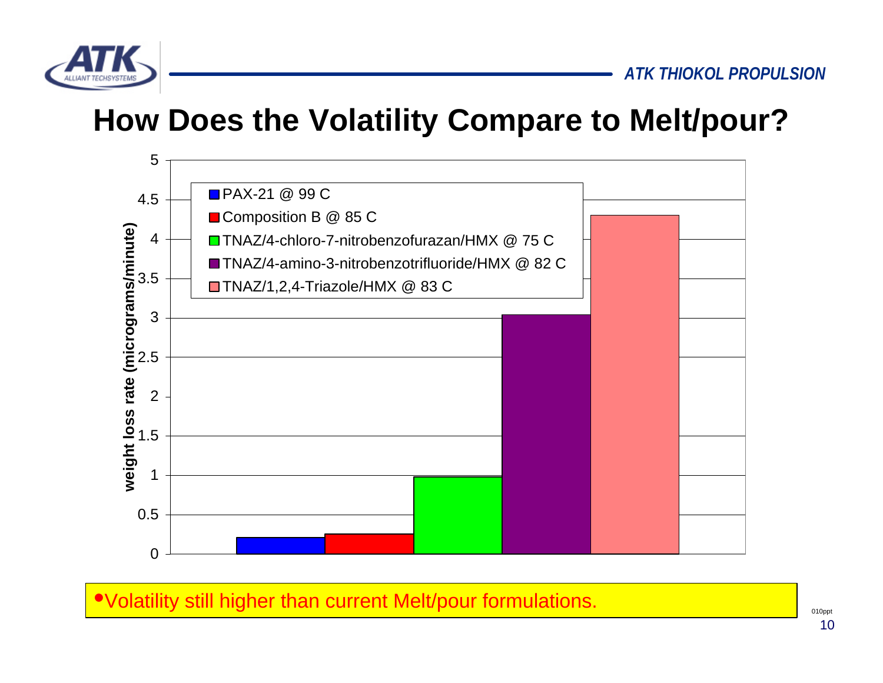# How Does the Volatility Compare to Melt/pour?

| Formulation | Weight loss rate (micrograms/minute) |
|---|---|
| PAX-21 @ 99 C | ~0.2 |
| Composition B @ 85 C | ~0.25 |
| TNAZ/4-chloro-7-nitrobenzofurazan/HMX @ 75 C | ~0.98 |
| TNAZ/4-amino-3-nitrobenzotrifluoride/HMX @ 82 C | ~3.05 |
| TNAZ/1,2,4-Triazole/HMX @ 83 C | ~4.3 |

- Volatility still higher than current Melt/pour formulations.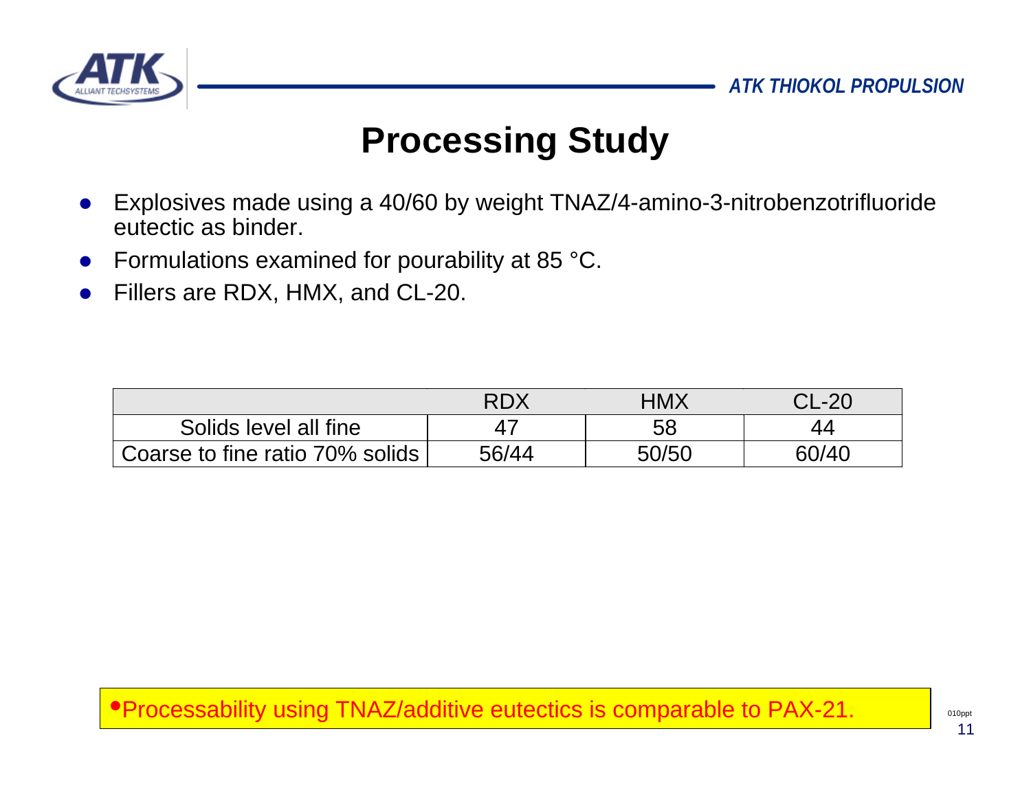# Processing Study

- Explosives made using a 40/60 by weight TNAZ/4-amino-3-nitrobenzotrifluoride eutectic as binder.
- Formulations examined for pourability at 85 °C.
- Fillers are RDX, HMX, and CL-20.

| | RDX | HMX | CL-20 |
|---|---|---|---|
| Solids level all fine | 47 | 58 | 44 |
| Coarse to fine ratio 70% solids | 56/44 | 50/50 | 60/40 |

- Processability using TNAZ/additive eutectics is comparable to PAX-21.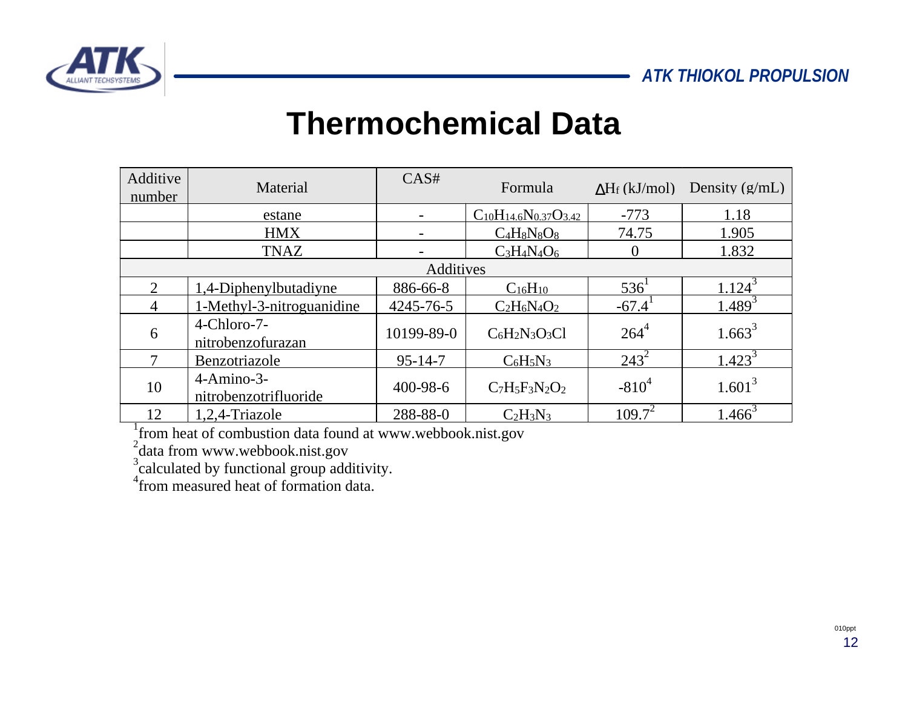# Thermochemical Data

| Additive number | Material | CAS# | Formula | ΔHf (kJ/mol) | Density (g/mL) |
|---|---|---|---|---|---|
| | estane | - | $C_{10}H_{14.6}N_{0.37}O_{3.42}$ | -773 | 1.18 |
| | HMX | - | $C_4H_8N_8O_8$ | 74.75 | 1.905 |
| | TNAZ | - | $C_3H_4N_4O_6$ | 0 | 1.832 |
| Additives | | | | | |
| 2 | 1,4-Diphenylbutadiyne | 886-66-8 | $C_{16}H_{10}$ | 536[1] | 1.124[3] |
| 4 | 1-Methyl-3-nitroguanidine | 4245-76-5 | $C_2H_6N_4O_2$ | -67.4[1] | 1.489[3] |
| 6 | 4-Chloro-7-nitrobenzofurazan | 10199-89-0 | $C_6H_2N_3O_3Cl$ | 264[4] | 1.663[3] |
| 7 | Benzotriazole | 95-14-7 | $C_6H_5N_3$ | 243[2] | 1.423[3] |
| 10 | 4-Amino-3-nitrobenzotrifluoride | 400-98-6 | $C_7H_5F_3N_2O_2$ | -810[4] | 1.601[3] |
| 12 | 1,2,4-Triazole | 288-88-0 | $C_2H_3N_3$ | 109.7[2] | 1.466[3] |

[1]from heat of combustion data found at www.webbook.nist.gov

[2]data from www.webbook.nist.gov

[3]calculated by functional group additivity.

[4]from measured heat of formation data.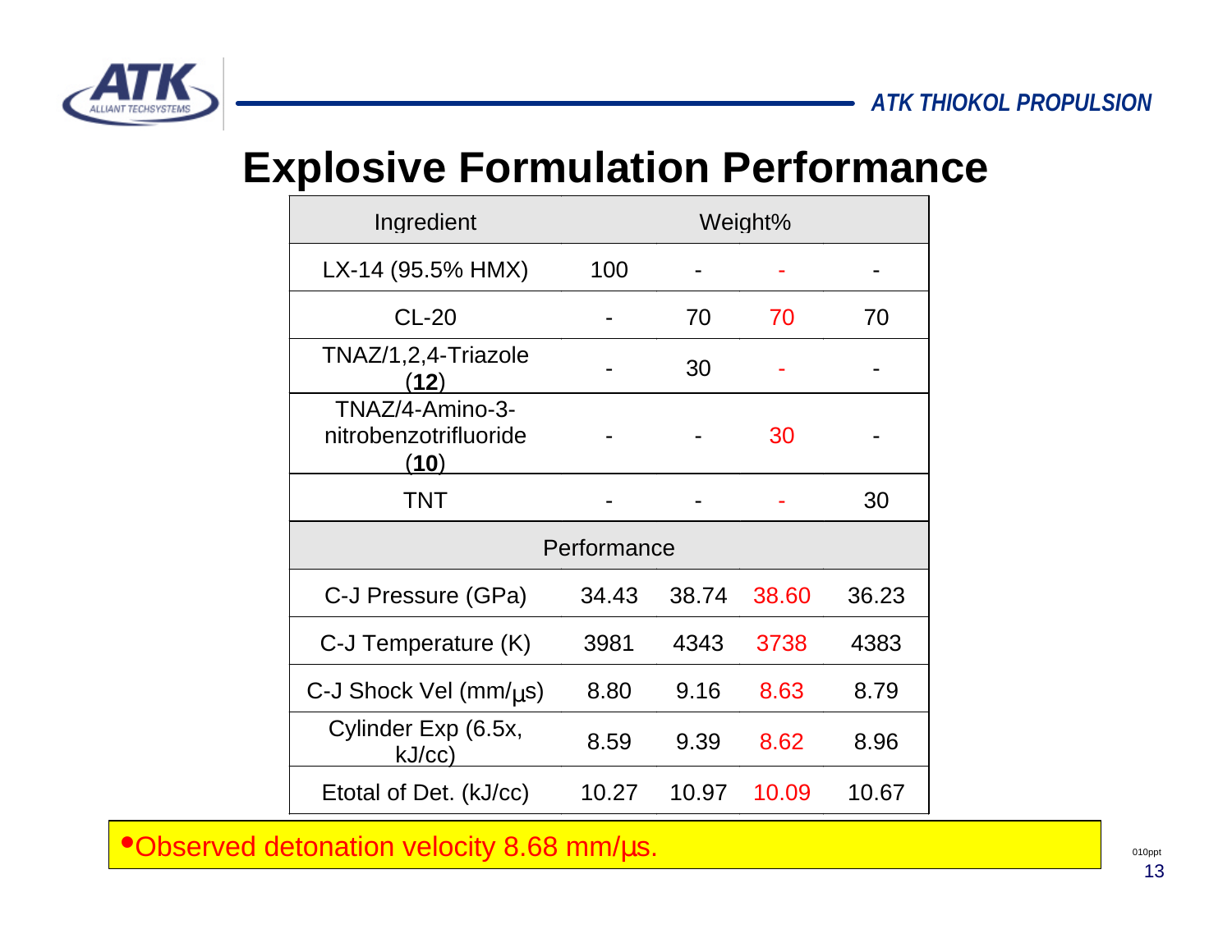# Explosive Formulation Performance

| Ingredient | Weight% | | | |
|---|---|---|---|---|
| LX-14 (95.5% HMX) | 100 | - | - | - |
| CL-20 | - | 70 | 70 | 70 |
| TNAZ/1,2,4-Triazole (**12**) | - | 30 | - | - |
| TNAZ/4-Amino-3-nitrobenzotrifluoride (**10**) | - | - | 30 | - |
| TNT | - | - | - | 30 |
| **Performance** | | | | |
| C-J Pressure (GPa) | 34.43 | 38.74 | 38.60 | 36.23 |
| C-J Temperature (K) | 3981 | 4343 | 3738 | 4383 |
| C-J Shock Vel (mm/μs) | 8.80 | 9.16 | 8.63 | 8.79 |
| Cylinder Exp (6.5x, kJ/cc) | 8.59 | 9.39 | 8.62 | 8.96 |
| Etotal of Det. (kJ/cc) | 10.27 | 10.97 | 10.09 | 10.67 |

- Observed detonation velocity 8.68 mm/μs.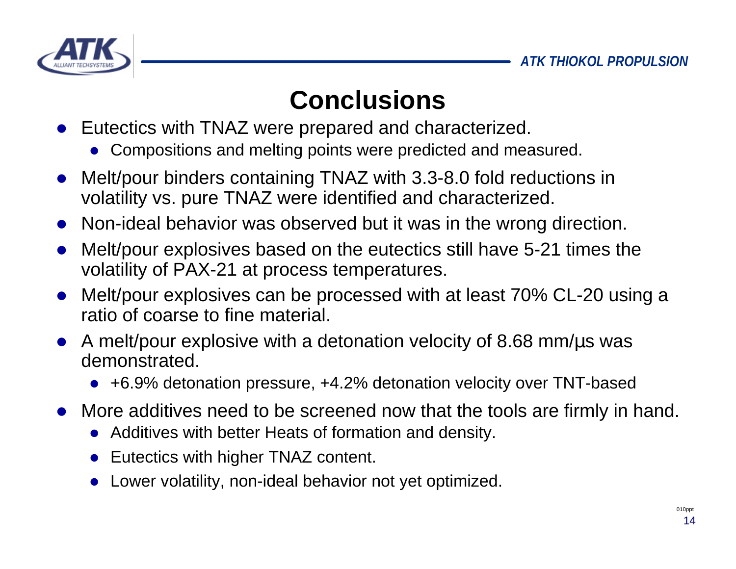# Conclusions

- Eutectics with TNAZ were prepared and characterized.
  - Compositions and melting points were predicted and measured.
- Melt/pour binders containing TNAZ with 3.3-8.0 fold reductions in volatility vs. pure TNAZ were identified and characterized.
- Non-ideal behavior was observed but it was in the wrong direction.
- Melt/pour explosives based on the eutectics still have 5-21 times the volatility of PAX-21 at process temperatures.
- Melt/pour explosives can be processed with at least 70% CL-20 using a ratio of coarse to fine material.
- A melt/pour explosive with a detonation velocity of 8.68 mm/µs was demonstrated.
  - +6.9% detonation pressure, +4.2% detonation velocity over TNT-based
- More additives need to be screened now that the tools are firmly in hand.
  - Additives with better Heats of formation and density.
  - Eutectics with higher TNAZ content.
  - Lower volatility, non-ideal behavior not yet optimized.